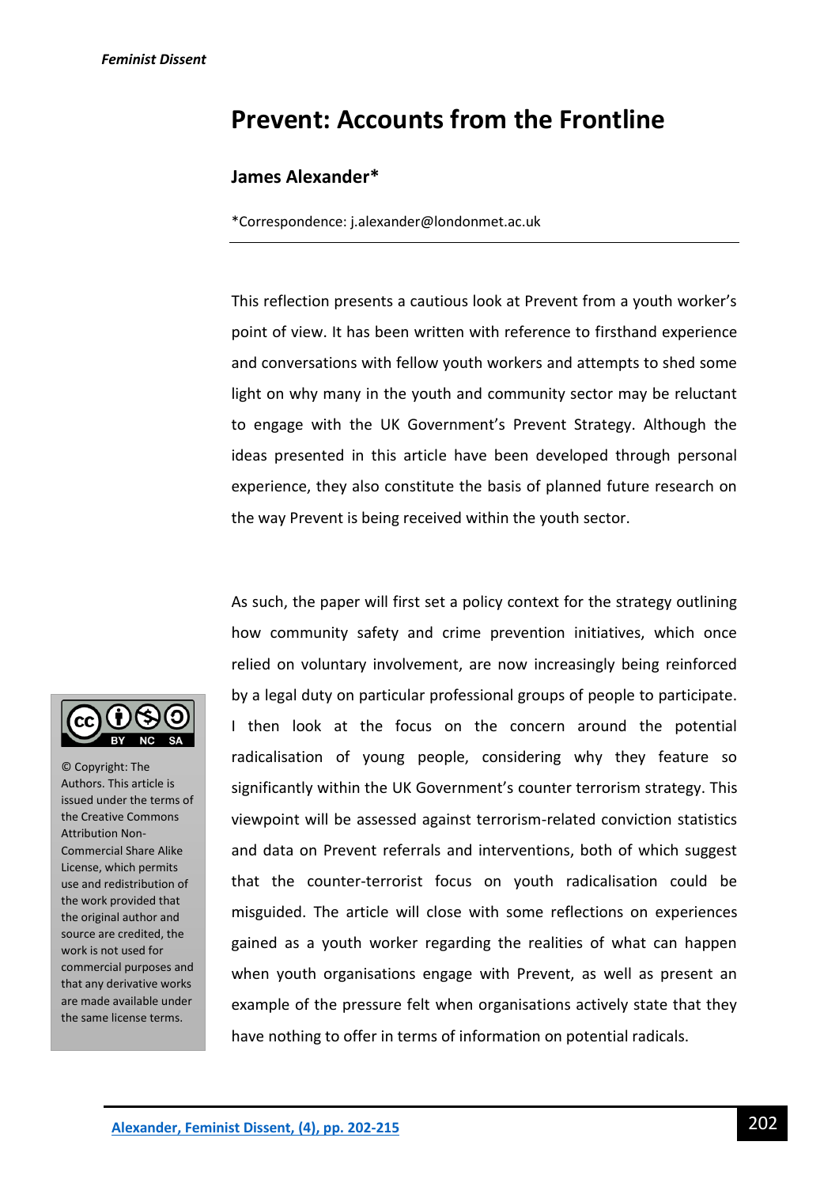# Prevent: Accounts from the Frontline

## James Alexander*

*Correspondence: j.alexander@londonmet.ac.uk

This reflection presents a cautious look at Prevent from a youth worker's point of view. It has been written with reference to firsthand experience and conversations with fellow youth workers and attempts to shed some light on why many in the youth and community sector may be reluctant to engage with the UK Government's Prevent Strategy. Although the ideas presented in this article have been developed through personal experience, they also constitute the basis of planned future research on the way Prevent is being received within the youth sector.

As such, the paper will first set a policy context for the strategy outlining how community safety and crime prevention initiatives, which once relied on voluntary involvement, are now increasingly being reinforced by a legal duty on particular professional groups of people to participate. I then look at the focus on the concern around the potential radicalisation of young people, considering why they feature so significantly within the UK Government's counter terrorism strategy. This viewpoint will be assessed against terrorism-related conviction statistics and data on Prevent referrals and interventions, both of which suggest that the counter-terrorist focus on youth radicalisation could be misguided. The article will close with some reflections on experiences gained as a youth worker regarding the realities of what can happen when youth organisations engage with Prevent, as well as present an example of the pressure felt when organisations actively state that they have nothing to offer in terms of information on potential radicals.

© Copyright: The Authors. This article is issued under the terms of the Creative Commons Attribution Non-Commercial Share Alike License, which permits use and redistribution of the work provided that the original author and source are credited, the work is not used for commercial purposes and that any derivative works are made available under the same license terms.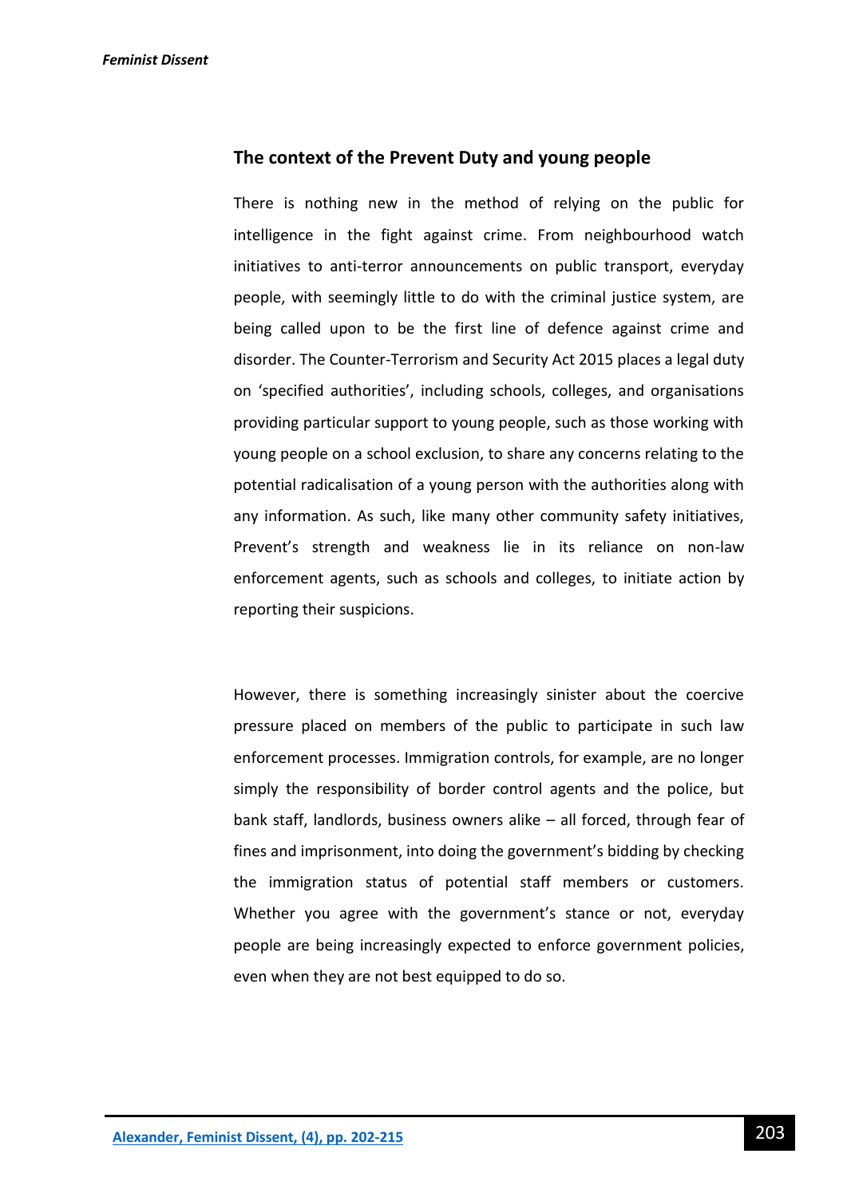## The context of the Prevent Duty and young people

There is nothing new in the method of relying on the public for intelligence in the fight against crime. From neighbourhood watch initiatives to anti-terror announcements on public transport, everyday people, with seemingly little to do with the criminal justice system, are being called upon to be the first line of defence against crime and disorder. The Counter-Terrorism and Security Act 2015 places a legal duty on 'specified authorities', including schools, colleges, and organisations providing particular support to young people, such as those working with young people on a school exclusion, to share any concerns relating to the potential radicalisation of a young person with the authorities along with any information. As such, like many other community safety initiatives, Prevent's strength and weakness lie in its reliance on non-law enforcement agents, such as schools and colleges, to initiate action by reporting their suspicions.

However, there is something increasingly sinister about the coercive pressure placed on members of the public to participate in such law enforcement processes. Immigration controls, for example, are no longer simply the responsibility of border control agents and the police, but bank staff, landlords, business owners alike – all forced, through fear of fines and imprisonment, into doing the government's bidding by checking the immigration status of potential staff members or customers. Whether you agree with the government's stance or not, everyday people are being increasingly expected to enforce government policies, even when they are not best equipped to do so.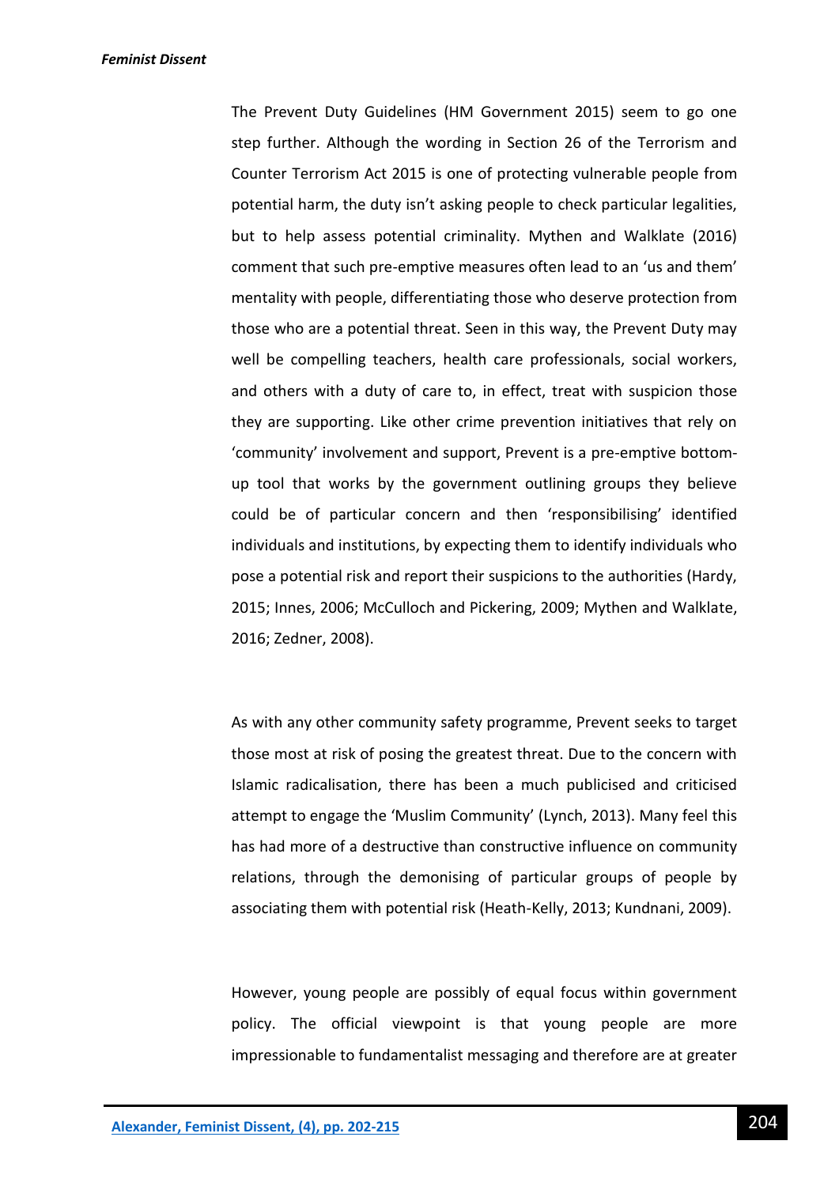The Prevent Duty Guidelines (HM Government 2015) seem to go one step further. Although the wording in Section 26 of the Terrorism and Counter Terrorism Act 2015 is one of protecting vulnerable people from potential harm, the duty isn't asking people to check particular legalities, but to help assess potential criminality. Mythen and Walklate (2016) comment that such pre-emptive measures often lead to an 'us and them' mentality with people, differentiating those who deserve protection from those who are a potential threat. Seen in this way, the Prevent Duty may well be compelling teachers, health care professionals, social workers, and others with a duty of care to, in effect, treat with suspicion those they are supporting. Like other crime prevention initiatives that rely on 'community' involvement and support, Prevent is a pre-emptive bottom-up tool that works by the government outlining groups they believe could be of particular concern and then 'responsibilising' identified individuals and institutions, by expecting them to identify individuals who pose a potential risk and report their suspicions to the authorities (Hardy, 2015; Innes, 2006; McCulloch and Pickering, 2009; Mythen and Walklate, 2016; Zedner, 2008).

As with any other community safety programme, Prevent seeks to target those most at risk of posing the greatest threat. Due to the concern with Islamic radicalisation, there has been a much publicised and criticised attempt to engage the 'Muslim Community' (Lynch, 2013). Many feel this has had more of a destructive than constructive influence on community relations, through the demonising of particular groups of people by associating them with potential risk (Heath-Kelly, 2013; Kundnani, 2009).

However, young people are possibly of equal focus within government policy. The official viewpoint is that young people are more impressionable to fundamentalist messaging and therefore are at greater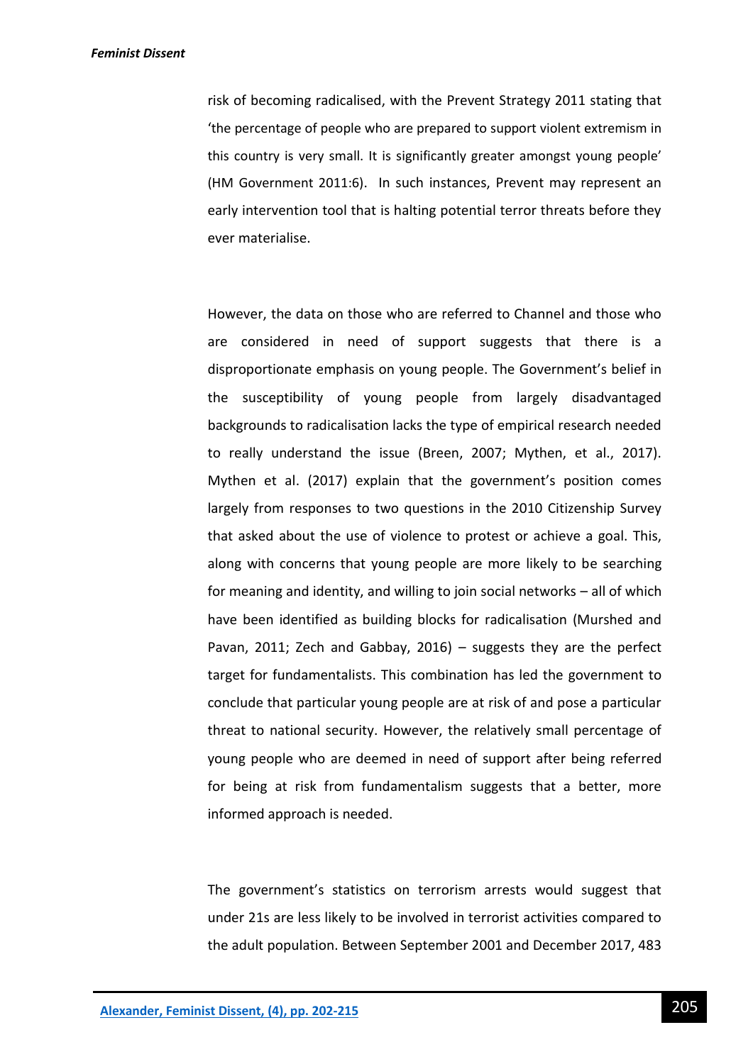risk of becoming radicalised, with the Prevent Strategy 2011 stating that 'the percentage of people who are prepared to support violent extremism in this country is very small. It is significantly greater amongst young people' (HM Government 2011:6). In such instances, Prevent may represent an early intervention tool that is halting potential terror threats before they ever materialise.

However, the data on those who are referred to Channel and those who are considered in need of support suggests that there is a disproportionate emphasis on young people. The Government's belief in the susceptibility of young people from largely disadvantaged backgrounds to radicalisation lacks the type of empirical research needed to really understand the issue (Breen, 2007; Mythen, et al., 2017). Mythen et al. (2017) explain that the government's position comes largely from responses to two questions in the 2010 Citizenship Survey that asked about the use of violence to protest or achieve a goal. This, along with concerns that young people are more likely to be searching for meaning and identity, and willing to join social networks – all of which have been identified as building blocks for radicalisation (Murshed and Pavan, 2011; Zech and Gabbay, 2016) – suggests they are the perfect target for fundamentalists. This combination has led the government to conclude that particular young people are at risk of and pose a particular threat to national security. However, the relatively small percentage of young people who are deemed in need of support after being referred for being at risk from fundamentalism suggests that a better, more informed approach is needed.

The government's statistics on terrorism arrests would suggest that under 21s are less likely to be involved in terrorist activities compared to the adult population. Between September 2001 and December 2017, 483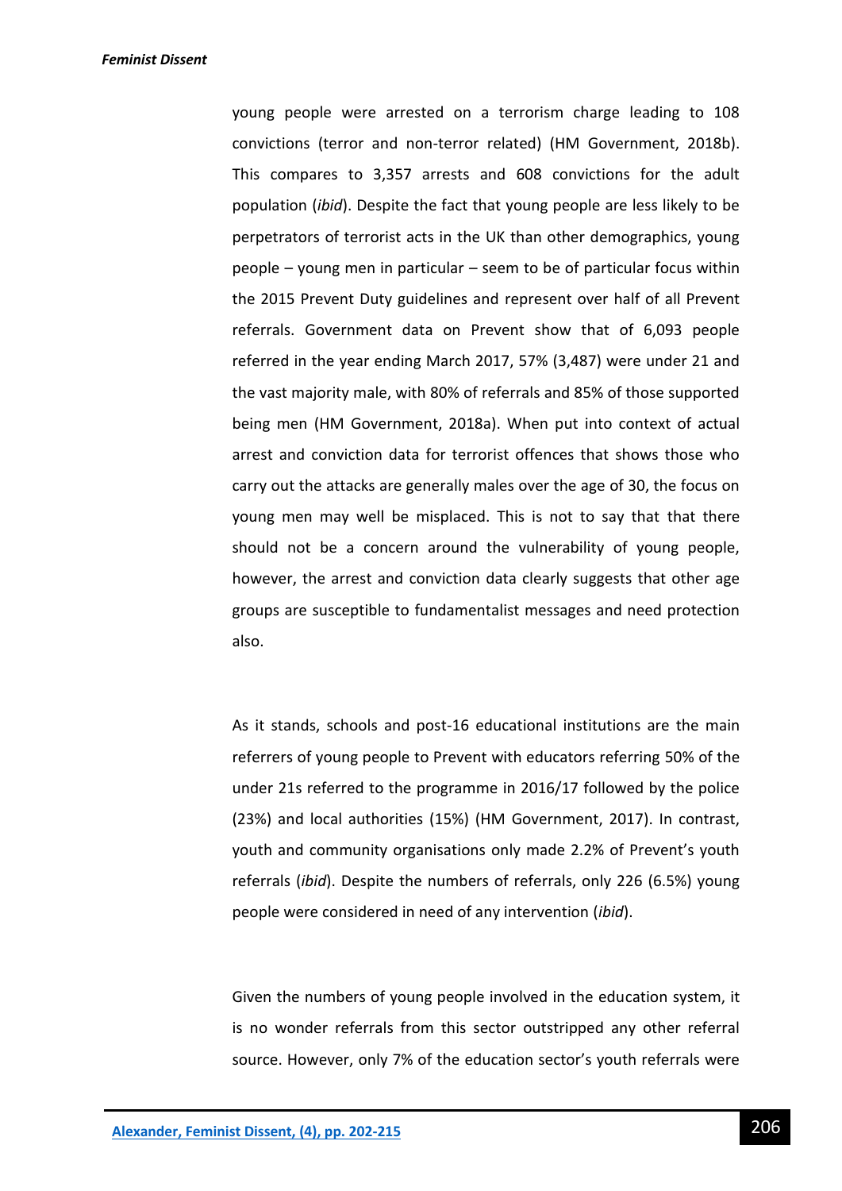young people were arrested on a terrorism charge leading to 108 convictions (terror and non-terror related) (HM Government, 2018b). This compares to 3,357 arrests and 608 convictions for the adult population (*ibid*). Despite the fact that young people are less likely to be perpetrators of terrorist acts in the UK than other demographics, young people – young men in particular – seem to be of particular focus within the 2015 Prevent Duty guidelines and represent over half of all Prevent referrals. Government data on Prevent show that of 6,093 people referred in the year ending March 2017, 57% (3,487) were under 21 and the vast majority male, with 80% of referrals and 85% of those supported being men (HM Government, 2018a). When put into context of actual arrest and conviction data for terrorist offences that shows those who carry out the attacks are generally males over the age of 30, the focus on young men may well be misplaced. This is not to say that that there should not be a concern around the vulnerability of young people, however, the arrest and conviction data clearly suggests that other age groups are susceptible to fundamentalist messages and need protection also.

As it stands, schools and post-16 educational institutions are the main referrers of young people to Prevent with educators referring 50% of the under 21s referred to the programme in 2016/17 followed by the police (23%) and local authorities (15%) (HM Government, 2017). In contrast, youth and community organisations only made 2.2% of Prevent's youth referrals (*ibid*). Despite the numbers of referrals, only 226 (6.5%) young people were considered in need of any intervention (*ibid*).

Given the numbers of young people involved in the education system, it is no wonder referrals from this sector outstripped any other referral source. However, only 7% of the education sector's youth referrals were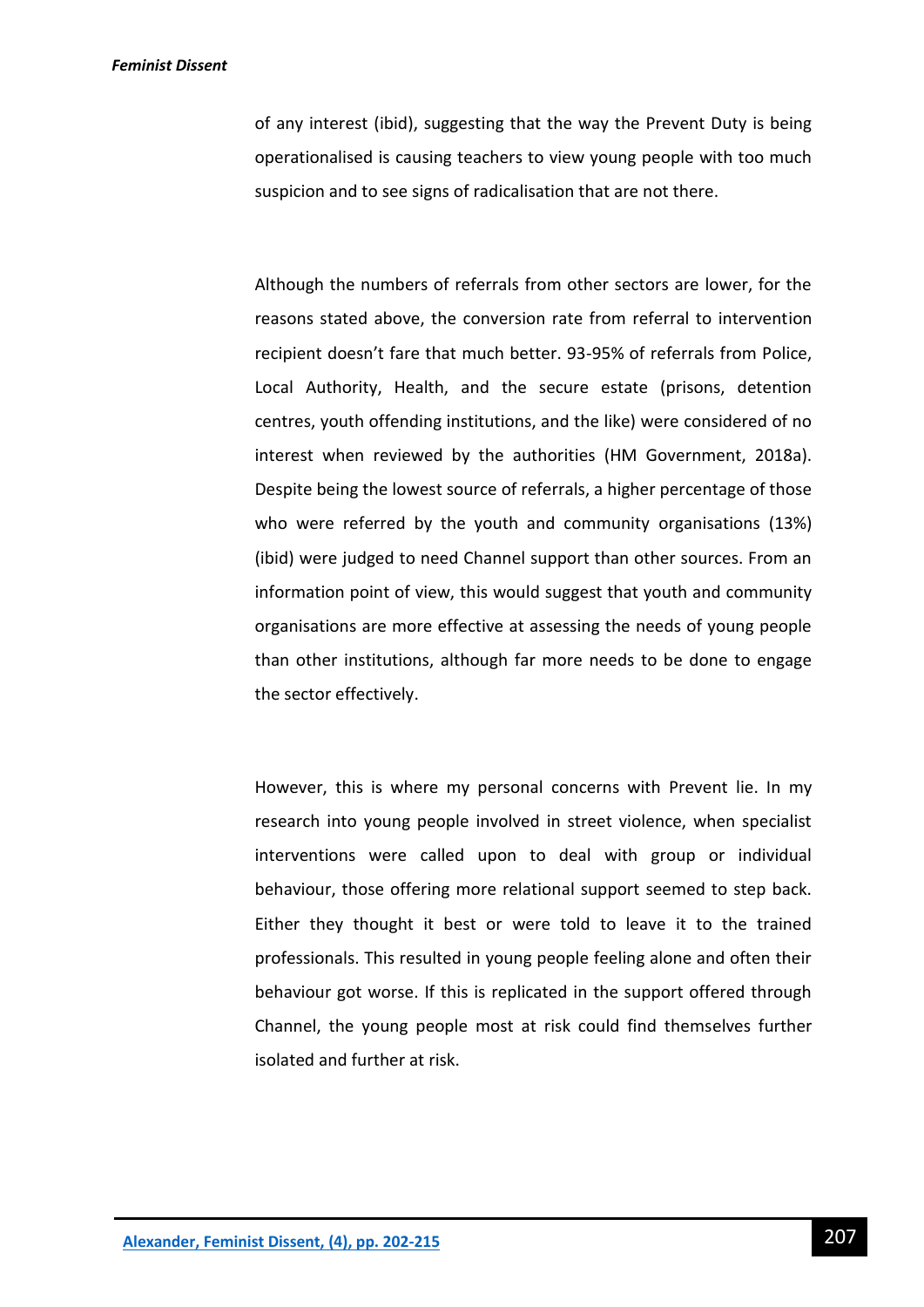of any interest (ibid), suggesting that the way the Prevent Duty is being operationalised is causing teachers to view young people with too much suspicion and to see signs of radicalisation that are not there.

Although the numbers of referrals from other sectors are lower, for the reasons stated above, the conversion rate from referral to intervention recipient doesn't fare that much better. 93-95% of referrals from Police, Local Authority, Health, and the secure estate (prisons, detention centres, youth offending institutions, and the like) were considered of no interest when reviewed by the authorities (HM Government, 2018a). Despite being the lowest source of referrals, a higher percentage of those who were referred by the youth and community organisations (13%) (ibid) were judged to need Channel support than other sources. From an information point of view, this would suggest that youth and community organisations are more effective at assessing the needs of young people than other institutions, although far more needs to be done to engage the sector effectively.

However, this is where my personal concerns with Prevent lie. In my research into young people involved in street violence, when specialist interventions were called upon to deal with group or individual behaviour, those offering more relational support seemed to step back. Either they thought it best or were told to leave it to the trained professionals. This resulted in young people feeling alone and often their behaviour got worse. If this is replicated in the support offered through Channel, the young people most at risk could find themselves further isolated and further at risk.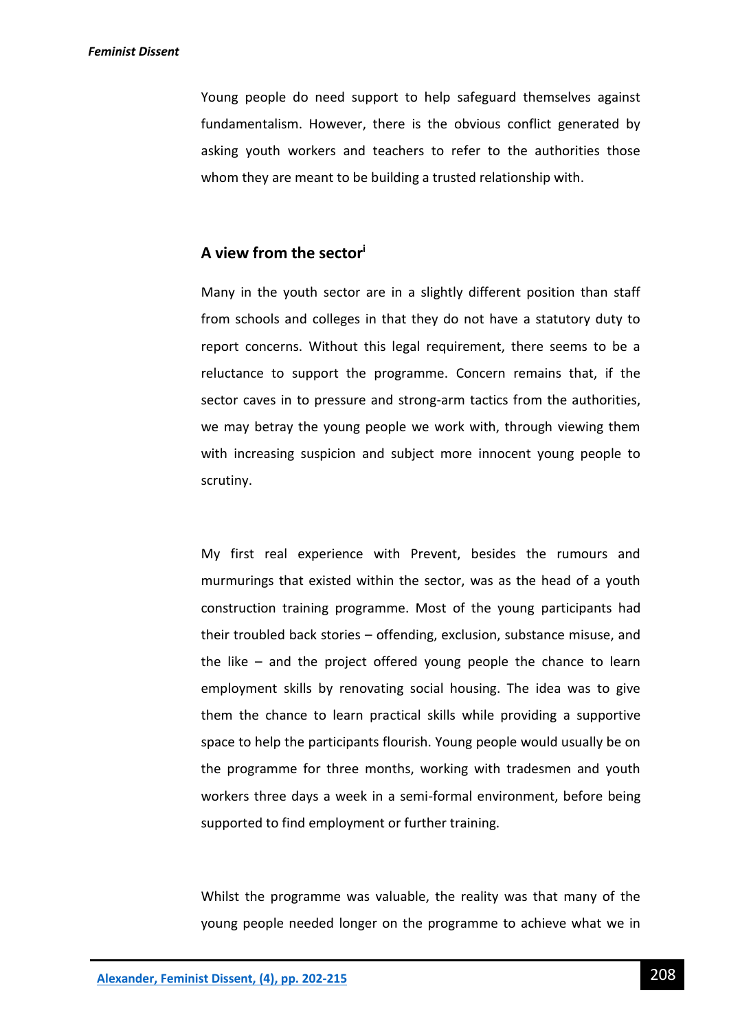Young people do need support to help safeguard themselves against fundamentalism. However, there is the obvious conflict generated by asking youth workers and teachers to refer to the authorities those whom they are meant to be building a trusted relationship with.

## A view from the sector[i]

Many in the youth sector are in a slightly different position than staff from schools and colleges in that they do not have a statutory duty to report concerns. Without this legal requirement, there seems to be a reluctance to support the programme. Concern remains that, if the sector caves in to pressure and strong-arm tactics from the authorities, we may betray the young people we work with, through viewing them with increasing suspicion and subject more innocent young people to scrutiny.

My first real experience with Prevent, besides the rumours and murmurings that existed within the sector, was as the head of a youth construction training programme. Most of the young participants had their troubled back stories – offending, exclusion, substance misuse, and the like – and the project offered young people the chance to learn employment skills by renovating social housing. The idea was to give them the chance to learn practical skills while providing a supportive space to help the participants flourish. Young people would usually be on the programme for three months, working with tradesmen and youth workers three days a week in a semi-formal environment, before being supported to find employment or further training.

Whilst the programme was valuable, the reality was that many of the young people needed longer on the programme to achieve what we in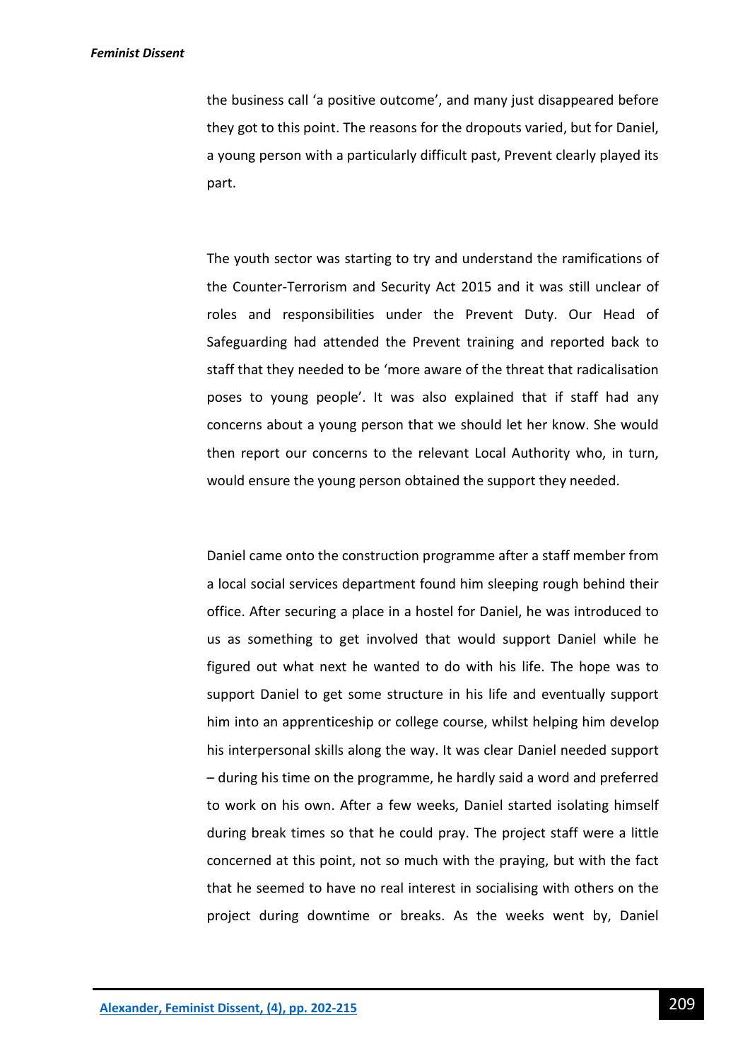the business call 'a positive outcome', and many just disappeared before they got to this point. The reasons for the dropouts varied, but for Daniel, a young person with a particularly difficult past, Prevent clearly played its part.

The youth sector was starting to try and understand the ramifications of the Counter-Terrorism and Security Act 2015 and it was still unclear of roles and responsibilities under the Prevent Duty. Our Head of Safeguarding had attended the Prevent training and reported back to staff that they needed to be 'more aware of the threat that radicalisation poses to young people'. It was also explained that if staff had any concerns about a young person that we should let her know. She would then report our concerns to the relevant Local Authority who, in turn, would ensure the young person obtained the support they needed.

Daniel came onto the construction programme after a staff member from a local social services department found him sleeping rough behind their office. After securing a place in a hostel for Daniel, he was introduced to us as something to get involved that would support Daniel while he figured out what next he wanted to do with his life. The hope was to support Daniel to get some structure in his life and eventually support him into an apprenticeship or college course, whilst helping him develop his interpersonal skills along the way. It was clear Daniel needed support – during his time on the programme, he hardly said a word and preferred to work on his own. After a few weeks, Daniel started isolating himself during break times so that he could pray. The project staff were a little concerned at this point, not so much with the praying, but with the fact that he seemed to have no real interest in socialising with others on the project during downtime or breaks. As the weeks went by, Daniel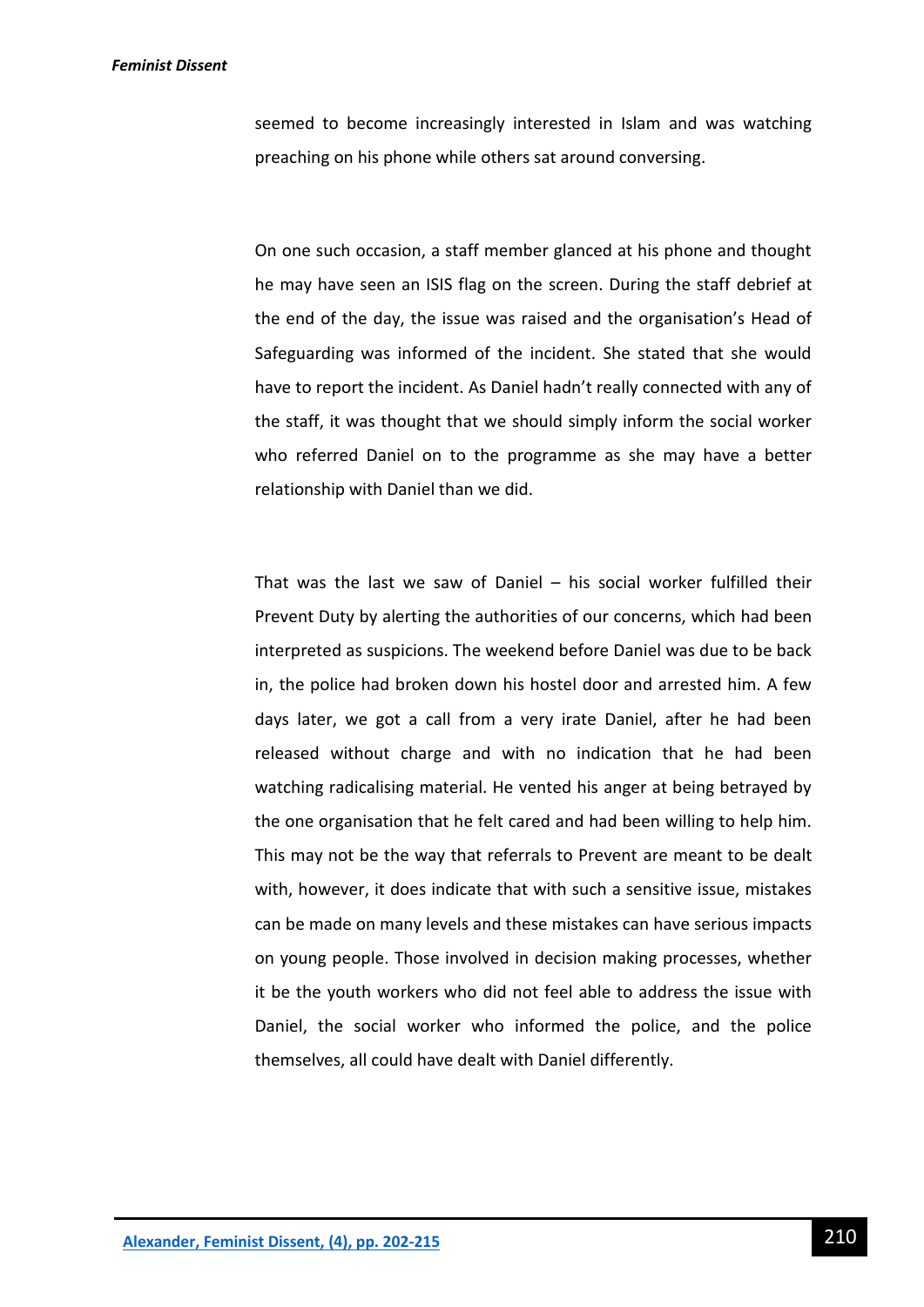seemed to become increasingly interested in Islam and was watching preaching on his phone while others sat around conversing.

On one such occasion, a staff member glanced at his phone and thought he may have seen an ISIS flag on the screen. During the staff debrief at the end of the day, the issue was raised and the organisation's Head of Safeguarding was informed of the incident. She stated that she would have to report the incident. As Daniel hadn't really connected with any of the staff, it was thought that we should simply inform the social worker who referred Daniel on to the programme as she may have a better relationship with Daniel than we did.

That was the last we saw of Daniel – his social worker fulfilled their Prevent Duty by alerting the authorities of our concerns, which had been interpreted as suspicions. The weekend before Daniel was due to be back in, the police had broken down his hostel door and arrested him. A few days later, we got a call from a very irate Daniel, after he had been released without charge and with no indication that he had been watching radicalising material. He vented his anger at being betrayed by the one organisation that he felt cared and had been willing to help him. This may not be the way that referrals to Prevent are meant to be dealt with, however, it does indicate that with such a sensitive issue, mistakes can be made on many levels and these mistakes can have serious impacts on young people. Those involved in decision making processes, whether it be the youth workers who did not feel able to address the issue with Daniel, the social worker who informed the police, and the police themselves, all could have dealt with Daniel differently.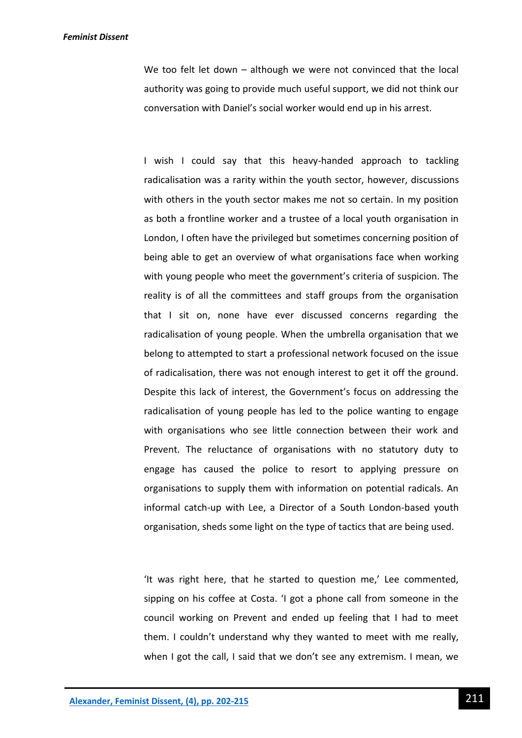We too felt let down – although we were not convinced that the local authority was going to provide much useful support, we did not think our conversation with Daniel's social worker would end up in his arrest.

I wish I could say that this heavy-handed approach to tackling radicalisation was a rarity within the youth sector, however, discussions with others in the youth sector makes me not so certain. In my position as both a frontline worker and a trustee of a local youth organisation in London, I often have the privileged but sometimes concerning position of being able to get an overview of what organisations face when working with young people who meet the government's criteria of suspicion. The reality is of all the committees and staff groups from the organisation that I sit on, none have ever discussed concerns regarding the radicalisation of young people. When the umbrella organisation that we belong to attempted to start a professional network focused on the issue of radicalisation, there was not enough interest to get it off the ground. Despite this lack of interest, the Government's focus on addressing the radicalisation of young people has led to the police wanting to engage with organisations who see little connection between their work and Prevent. The reluctance of organisations with no statutory duty to engage has caused the police to resort to applying pressure on organisations to supply them with information on potential radicals. An informal catch-up with Lee, a Director of a South London-based youth organisation, sheds some light on the type of tactics that are being used.

'It was right here, that he started to question me,' Lee commented, sipping on his coffee at Costa. 'I got a phone call from someone in the council working on Prevent and ended up feeling that I had to meet them. I couldn't understand why they wanted to meet with me really, when I got the call, I said that we don't see any extremism. I mean, we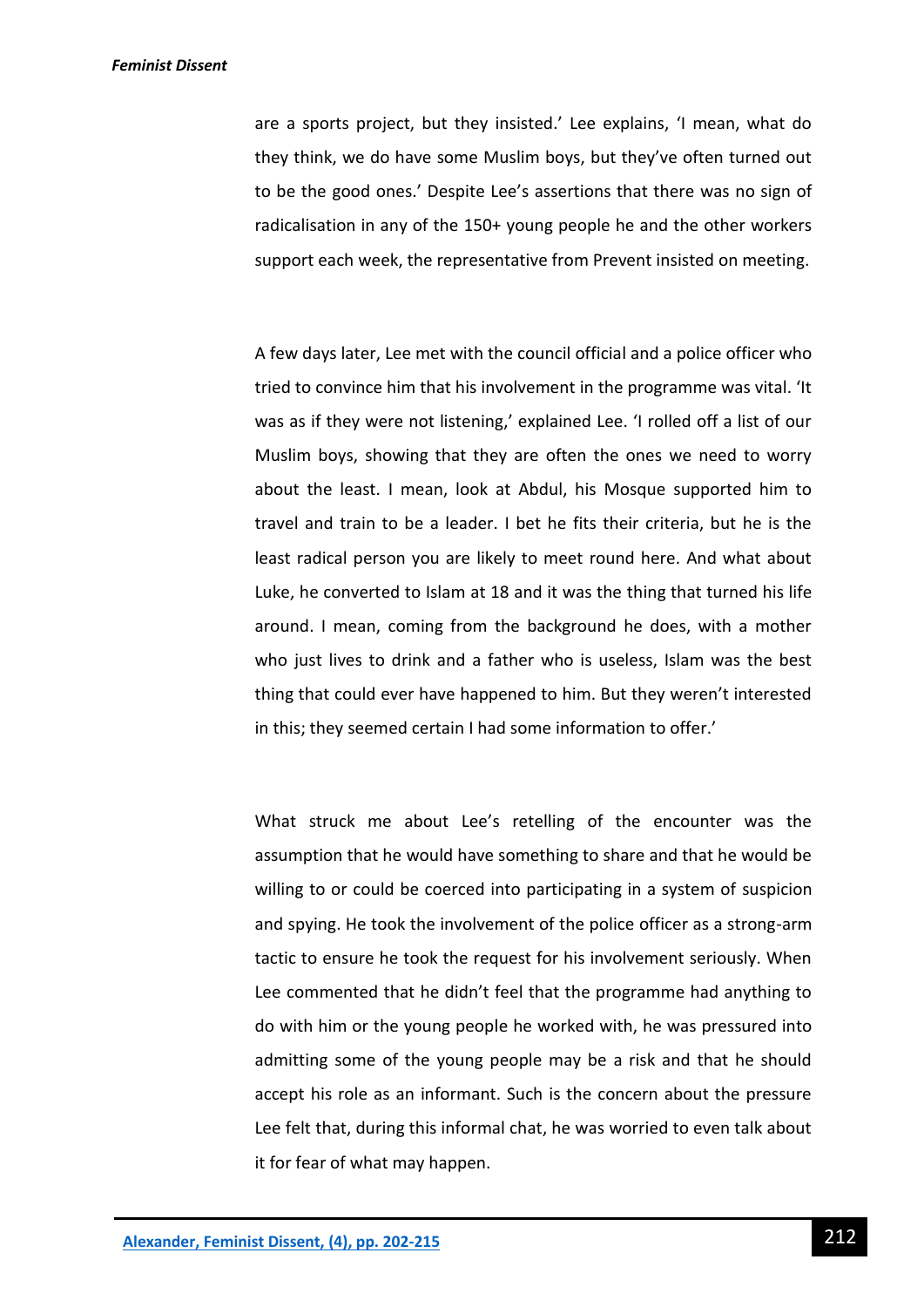are a sports project, but they insisted.' Lee explains, 'I mean, what do they think, we do have some Muslim boys, but they've often turned out to be the good ones.' Despite Lee's assertions that there was no sign of radicalisation in any of the 150+ young people he and the other workers support each week, the representative from Prevent insisted on meeting.

A few days later, Lee met with the council official and a police officer who tried to convince him that his involvement in the programme was vital. 'It was as if they were not listening,' explained Lee. 'I rolled off a list of our Muslim boys, showing that they are often the ones we need to worry about the least. I mean, look at Abdul, his Mosque supported him to travel and train to be a leader. I bet he fits their criteria, but he is the least radical person you are likely to meet round here. And what about Luke, he converted to Islam at 18 and it was the thing that turned his life around. I mean, coming from the background he does, with a mother who just lives to drink and a father who is useless, Islam was the best thing that could ever have happened to him. But they weren't interested in this; they seemed certain I had some information to offer.'

What struck me about Lee's retelling of the encounter was the assumption that he would have something to share and that he would be willing to or could be coerced into participating in a system of suspicion and spying. He took the involvement of the police officer as a strong-arm tactic to ensure he took the request for his involvement seriously. When Lee commented that he didn't feel that the programme had anything to do with him or the young people he worked with, he was pressured into admitting some of the young people may be a risk and that he should accept his role as an informant. Such is the concern about the pressure Lee felt that, during this informal chat, he was worried to even talk about it for fear of what may happen.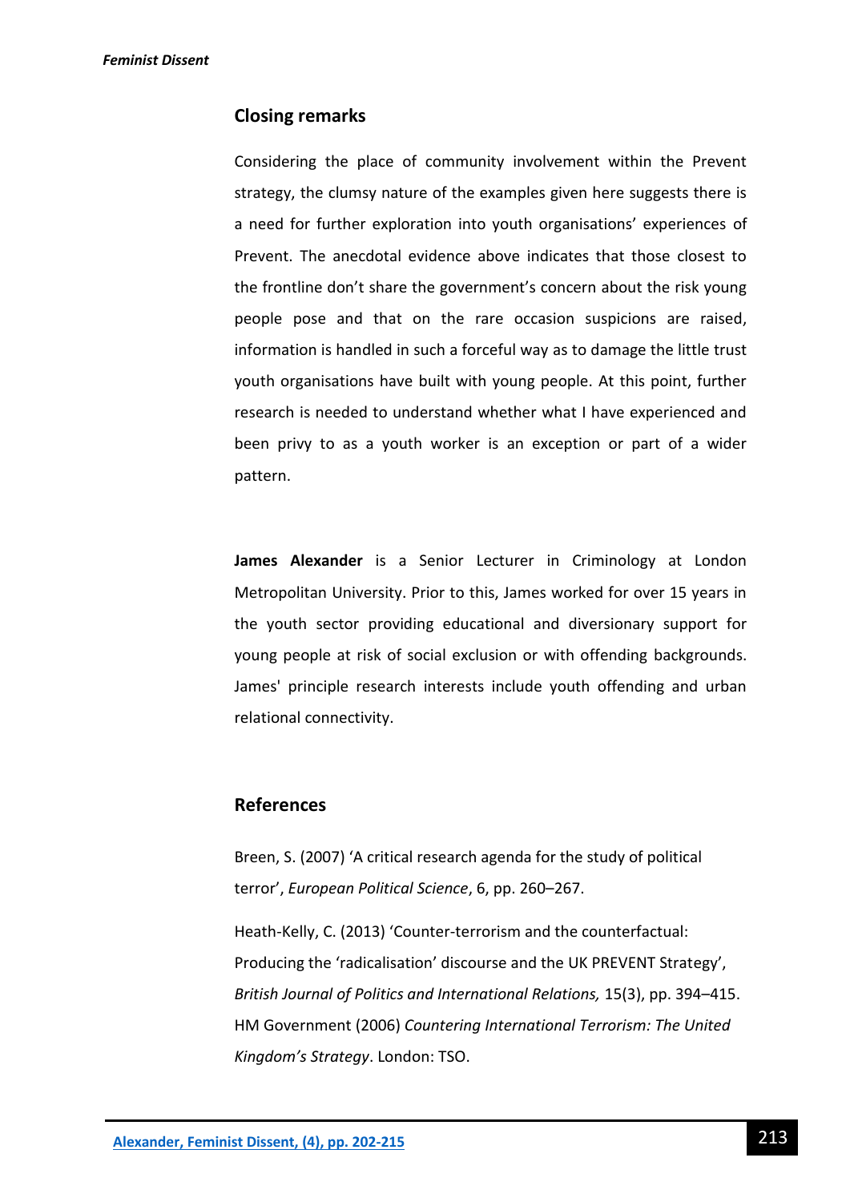## Closing remarks

Considering the place of community involvement within the Prevent strategy, the clumsy nature of the examples given here suggests there is a need for further exploration into youth organisations' experiences of Prevent. The anecdotal evidence above indicates that those closest to the frontline don't share the government's concern about the risk young people pose and that on the rare occasion suspicions are raised, information is handled in such a forceful way as to damage the little trust youth organisations have built with young people. At this point, further research is needed to understand whether what I have experienced and been privy to as a youth worker is an exception or part of a wider pattern.

**James Alexander** is a Senior Lecturer in Criminology at London Metropolitan University. Prior to this, James worked for over 15 years in the youth sector providing educational and diversionary support for young people at risk of social exclusion or with offending backgrounds. James' principle research interests include youth offending and urban relational connectivity.

## References

Breen, S. (2007) 'A critical research agenda for the study of political terror', *European Political Science*, 6, pp. 260–267.

Heath-Kelly, C. (2013) 'Counter-terrorism and the counterfactual: Producing the 'radicalisation' discourse and the UK PREVENT Strategy', *British Journal of Politics and International Relations,* 15(3), pp. 394–415.

HM Government (2006) *Countering International Terrorism: The United Kingdom's Strategy*. London: TSO.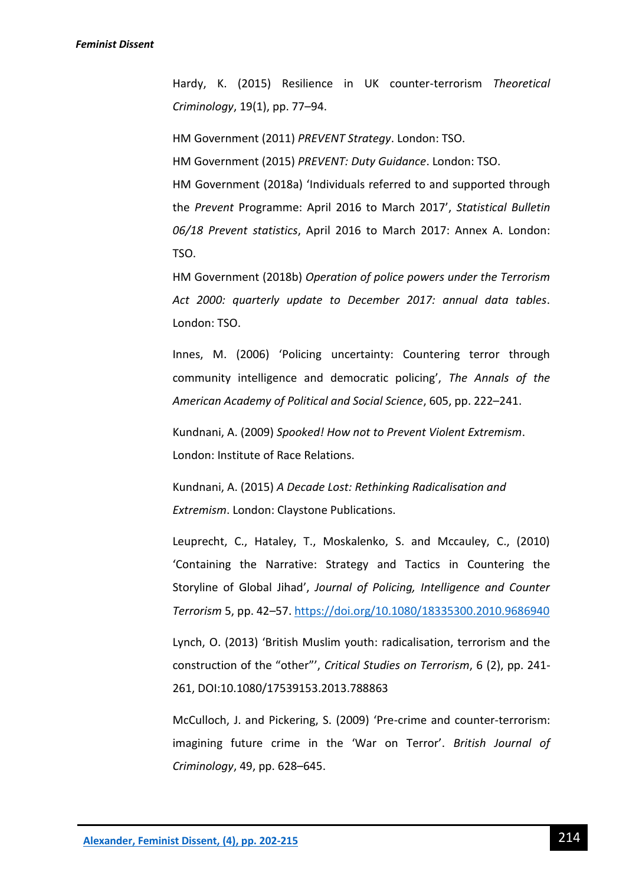Hardy, K. (2015) Resilience in UK counter-terrorism *Theoretical Criminology*, 19(1), pp. 77–94.

HM Government (2011) *PREVENT Strategy*. London: TSO.

HM Government (2015) *PREVENT: Duty Guidance*. London: TSO.

HM Government (2018a) 'Individuals referred to and supported through the *Prevent* Programme: April 2016 to March 2017', *Statistical Bulletin 06/18 Prevent statistics*, April 2016 to March 2017: Annex A. London: TSO.

HM Government (2018b) *Operation of police powers under the Terrorism Act 2000: quarterly update to December 2017: annual data tables*. London: TSO.

Innes, M. (2006) 'Policing uncertainty: Countering terror through community intelligence and democratic policing', *The Annals of the American Academy of Political and Social Science*, 605, pp. 222–241.

Kundnani, A. (2009) *Spooked! How not to Prevent Violent Extremism*. London: Institute of Race Relations.

Kundnani, A. (2015) *A Decade Lost: Rethinking Radicalisation and Extremism*. London: Claystone Publications.

Leuprecht, C., Hataley, T., Moskalenko, S. and Mccauley, C., (2010) 'Containing the Narrative: Strategy and Tactics in Countering the Storyline of Global Jihad', *Journal of Policing, Intelligence and Counter Terrorism* 5, pp. 42–57. https://doi.org/10.1080/18335300.2010.9686940

Lynch, O. (2013) 'British Muslim youth: radicalisation, terrorism and the construction of the "other"', *Critical Studies on Terrorism*, 6 (2), pp. 241-261, DOI:10.1080/17539153.2013.788863

McCulloch, J. and Pickering, S. (2009) 'Pre-crime and counter-terrorism: imagining future crime in the 'War on Terror'. *British Journal of Criminology*, 49, pp. 628–645.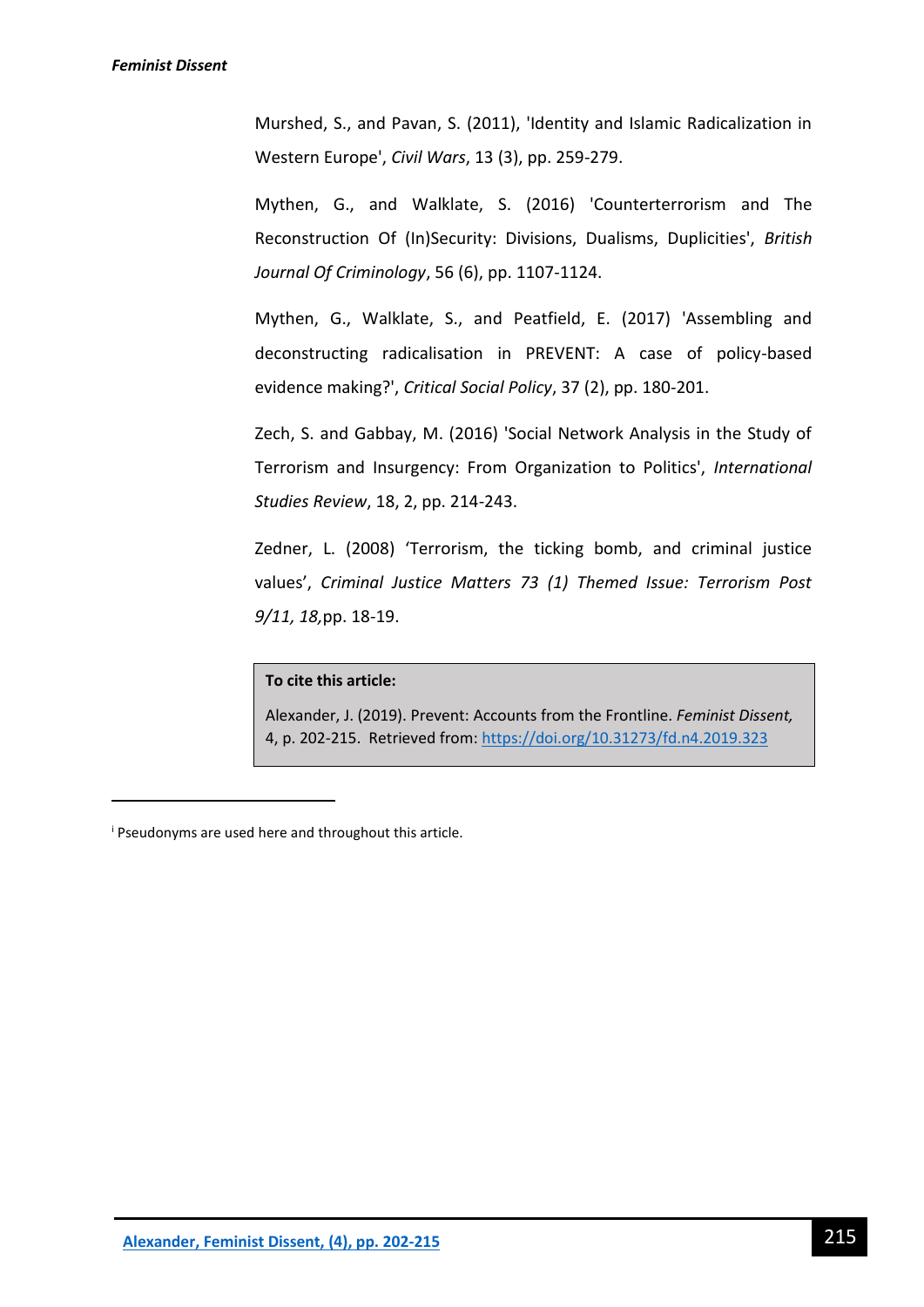Murshed, S., and Pavan, S. (2011), 'Identity and Islamic Radicalization in Western Europe', *Civil Wars*, 13 (3), pp. 259-279.

Mythen, G., and Walklate, S. (2016) 'Counterterrorism and The Reconstruction Of (In)Security: Divisions, Dualisms, Duplicities', *British Journal Of Criminology*, 56 (6), pp. 1107-1124.

Mythen, G., Walklate, S., and Peatfield, E. (2017) 'Assembling and deconstructing radicalisation in PREVENT: A case of policy-based evidence making?', *Critical Social Policy*, 37 (2), pp. 180-201.

Zech, S. and Gabbay, M. (2016) 'Social Network Analysis in the Study of Terrorism and Insurgency: From Organization to Politics', *International Studies Review*, 18, 2, pp. 214-243.

Zedner, L. (2008) 'Terrorism, the ticking bomb, and criminal justice values', *Criminal Justice Matters 73 (1) Themed Issue: Terrorism Post 9/11, 18,*pp. 18-19.

**To cite this article:**

Alexander, J. (2019). Prevent: Accounts from the Frontline. *Feminist Dissent,* 4, p. 202-215. Retrieved from: https://doi.org/10.31273/fd.n4.2019.323

---

[i] Pseudonyms are used here and throughout this article.